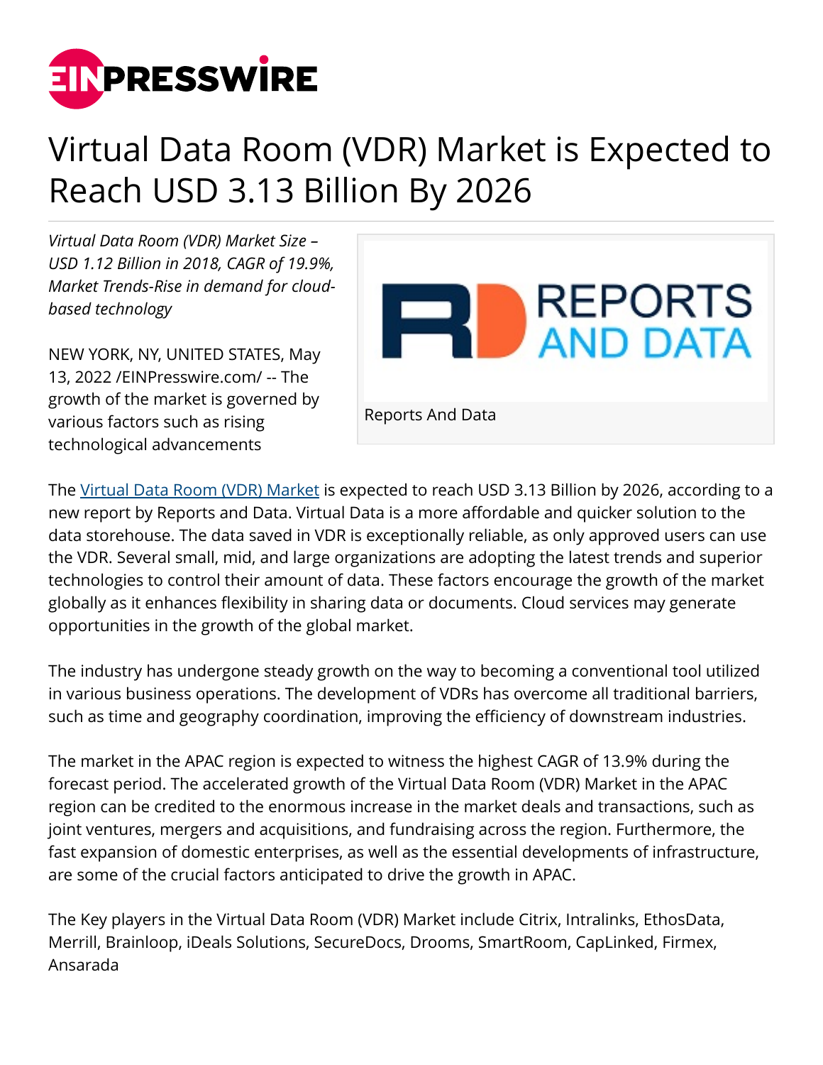# Virtual Data Room (VDR) Market is Expected to Reach USD 3.13 Billion By 2026

*Virtual Data Room (VDR) Market Size – USD 1.12 Billion in 2018, CAGR of 19.9%, Market Trends-Rise in demand for cloud-based technology*

NEW YORK, NY, UNITED STATES, May 13, 2022 /EINPresswire.com/ -- The growth of the market is governed by various factors such as rising technological advancements

Reports And Data

The Virtual Data Room (VDR) Market is expected to reach USD 3.13 Billion by 2026, according to a new report by Reports and Data. Virtual Data is a more affordable and quicker solution to the data storehouse. The data saved in VDR is exceptionally reliable, as only approved users can use the VDR. Several small, mid, and large organizations are adopting the latest trends and superior technologies to control their amount of data. These factors encourage the growth of the market globally as it enhances flexibility in sharing data or documents. Cloud services may generate opportunities in the growth of the global market.

The industry has undergone steady growth on the way to becoming a conventional tool utilized in various business operations. The development of VDRs has overcome all traditional barriers, such as time and geography coordination, improving the efficiency of downstream industries.

The market in the APAC region is expected to witness the highest CAGR of 13.9% during the forecast period. The accelerated growth of the Virtual Data Room (VDR) Market in the APAC region can be credited to the enormous increase in the market deals and transactions, such as joint ventures, mergers and acquisitions, and fundraising across the region. Furthermore, the fast expansion of domestic enterprises, as well as the essential developments of infrastructure, are some of the crucial factors anticipated to drive the growth in APAC.

The Key players in the Virtual Data Room (VDR) Market include Citrix, Intralinks, EthosData, Merrill, Brainloop, iDeals Solutions, SecureDocs, Drooms, SmartRoom, CapLinked, Firmex, Ansarada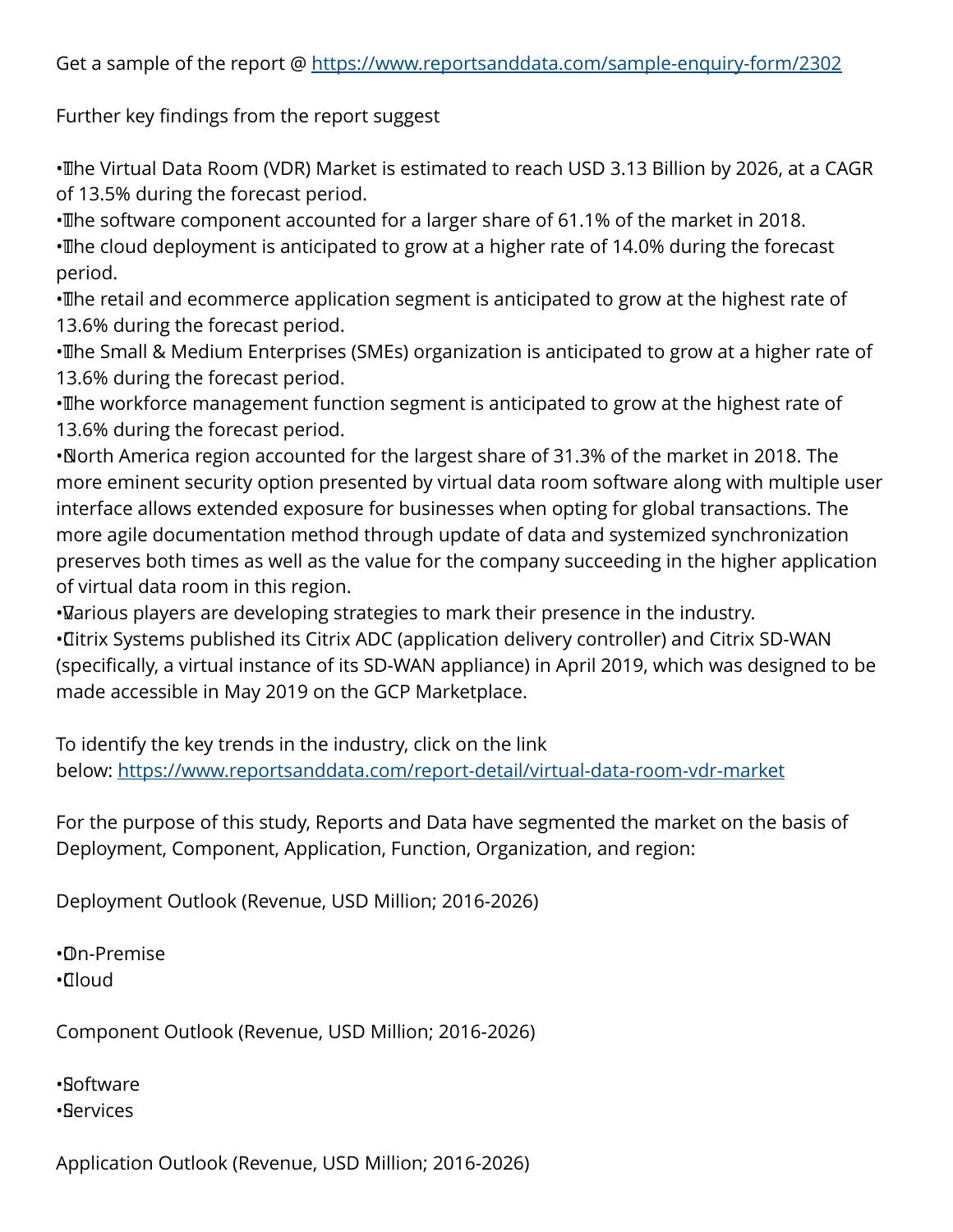Get a sample of the report @ https://www.reportsanddata.com/sample-enquiry-form/2302

Further key findings from the report suggest

- The Virtual Data Room (VDR) Market is estimated to reach USD 3.13 Billion by 2026, at a CAGR of 13.5% during the forecast period.
- The software component accounted for a larger share of 61.1% of the market in 2018.
- The cloud deployment is anticipated to grow at a higher rate of 14.0% during the forecast period.
- The retail and ecommerce application segment is anticipated to grow at the highest rate of 13.6% during the forecast period.
- The Small & Medium Enterprises (SMEs) organization is anticipated to grow at a higher rate of 13.6% during the forecast period.
- The workforce management function segment is anticipated to grow at the highest rate of 13.6% during the forecast period.
- North America region accounted for the largest share of 31.3% of the market in 2018. The more eminent security option presented by virtual data room software along with multiple user interface allows extended exposure for businesses when opting for global transactions. The more agile documentation method through update of data and systemized synchronization preserves both times as well as the value for the company succeeding in the higher application of virtual data room in this region.
- Various players are developing strategies to mark their presence in the industry.
- Citrix Systems published its Citrix ADC (application delivery controller) and Citrix SD-WAN (specifically, a virtual instance of its SD-WAN appliance) in April 2019, which was designed to be made accessible in May 2019 on the GCP Marketplace.

To identify the key trends in the industry, click on the link below: https://www.reportsanddata.com/report-detail/virtual-data-room-vdr-market

For the purpose of this study, Reports and Data have segmented the market on the basis of Deployment, Component, Application, Function, Organization, and region:

Deployment Outlook (Revenue, USD Million; 2016-2026)

- On-Premise
- Cloud

Component Outlook (Revenue, USD Million; 2016-2026)

- Software
- Services

Application Outlook (Revenue, USD Million; 2016-2026)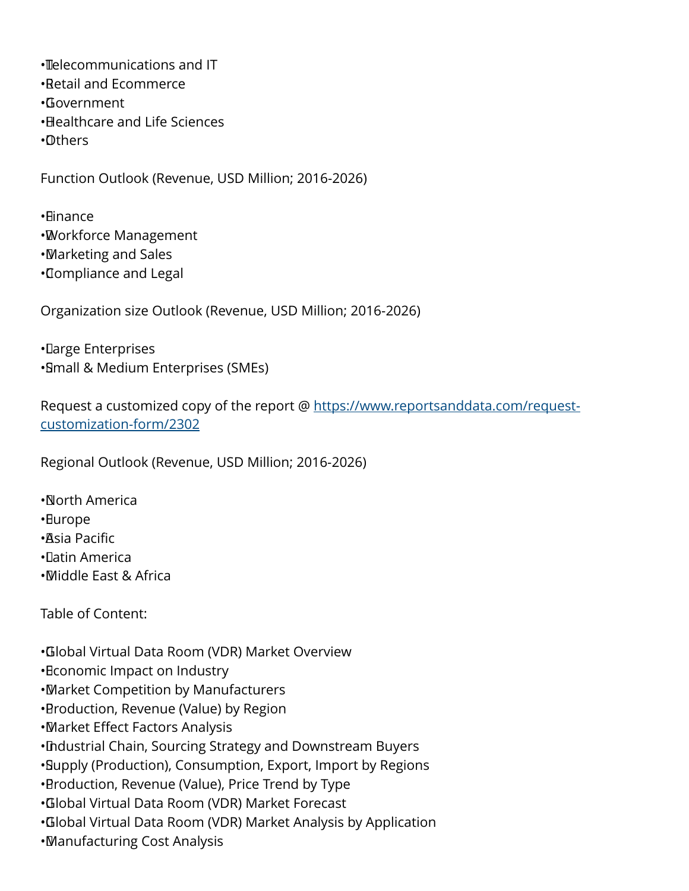- Telecommunications and IT
- Retail and Ecommerce
- Government
- Healthcare and Life Sciences
- Others

Function Outlook (Revenue, USD Million; 2016-2026)

- Finance
- Workforce Management
- Marketing and Sales
- Compliance and Legal

Organization size Outlook (Revenue, USD Million; 2016-2026)

- Large Enterprises
- Small & Medium Enterprises (SMEs)

Request a customized copy of the report @ [https://www.reportsanddata.com/request-customization-form/2302](https://www.reportsanddata.com/request-customization-form/2302)

Regional Outlook (Revenue, USD Million; 2016-2026)

- North America
- Europe
- Asia Pacific
- Latin America
- Middle East & Africa

Table of Content:

- Global Virtual Data Room (VDR) Market Overview
- Economic Impact on Industry
- Market Competition by Manufacturers
- Production, Revenue (Value) by Region
- Market Effect Factors Analysis
- Industrial Chain, Sourcing Strategy and Downstream Buyers
- Supply (Production), Consumption, Export, Import by Regions
- Production, Revenue (Value), Price Trend by Type
- Global Virtual Data Room (VDR) Market Forecast
- Global Virtual Data Room (VDR) Market Analysis by Application
- Manufacturing Cost Analysis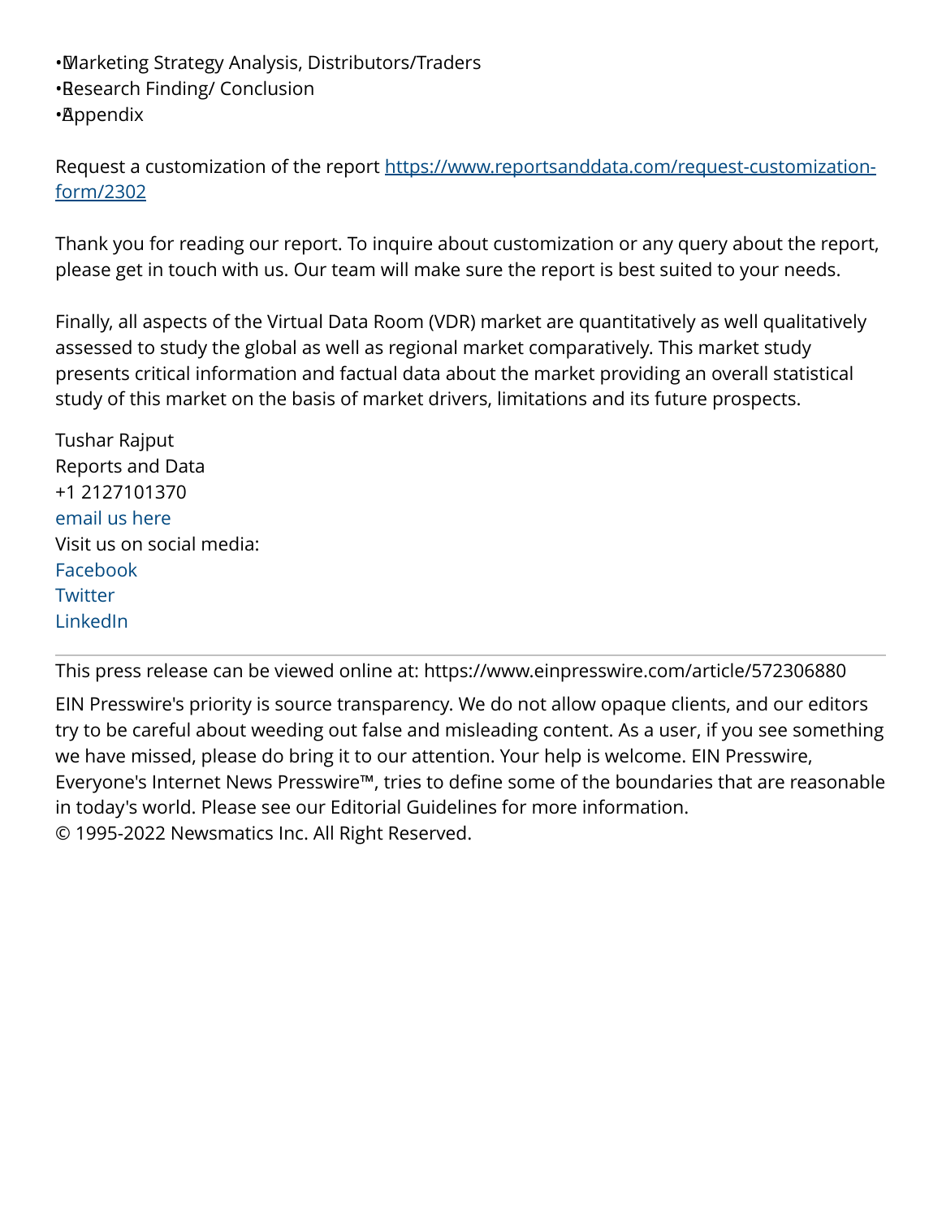- Marketing Strategy Analysis, Distributors/Traders
- Research Finding/ Conclusion
- Appendix

Request a customization of the report https://www.reportsanddata.com/request-customization-form/2302

Thank you for reading our report. To inquire about customization or any query about the report, please get in touch with us. Our team will make sure the report is best suited to your needs.

Finally, all aspects of the Virtual Data Room (VDR) market are quantitatively as well qualitatively assessed to study the global as well as regional market comparatively. This market study presents critical information and factual data about the market providing an overall statistical study of this market on the basis of market drivers, limitations and its future prospects.

Tushar Rajput  
Reports and Data  
+1 2127101370  
email us here  
Visit us on social media:  
Facebook  
Twitter  
LinkedIn

---

This press release can be viewed online at: https://www.einpresswire.com/article/572306880

EIN Presswire's priority is source transparency. We do not allow opaque clients, and our editors try to be careful about weeding out false and misleading content. As a user, if you see something we have missed, please do bring it to our attention. Your help is welcome. EIN Presswire, Everyone's Internet News Presswire™, tries to define some of the boundaries that are reasonable in today's world. Please see our Editorial Guidelines for more information.  
© 1995-2022 Newsmatics Inc. All Right Reserved.